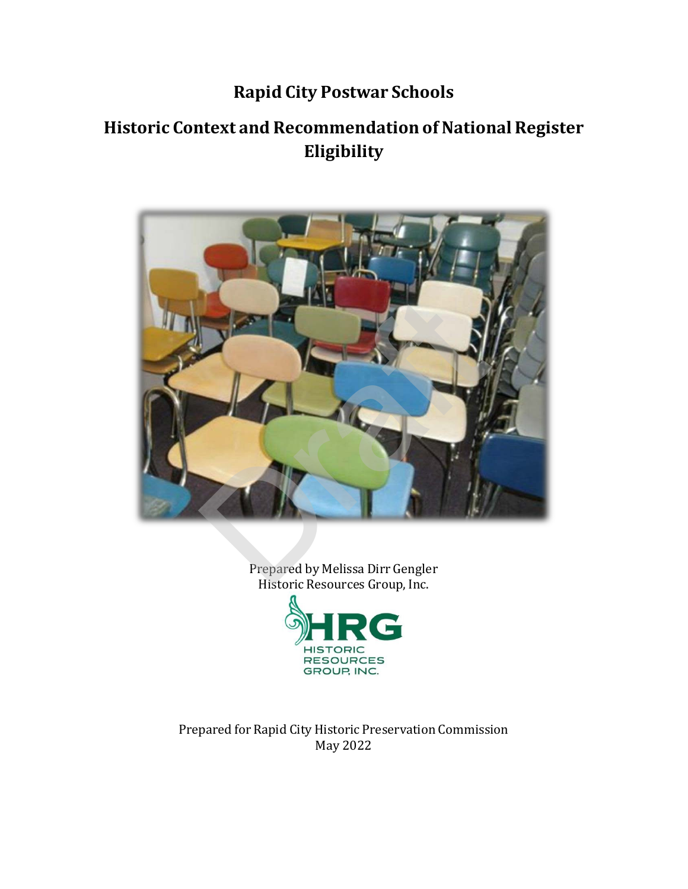# Rapid City Postwar Schools

## Historic Context and Recommendation of National Register Eligibility

Prepared by Melissa Dirr Gengler
Historic Resources Group, Inc.

Prepared for Rapid City Historic Preservation Commission
May 2022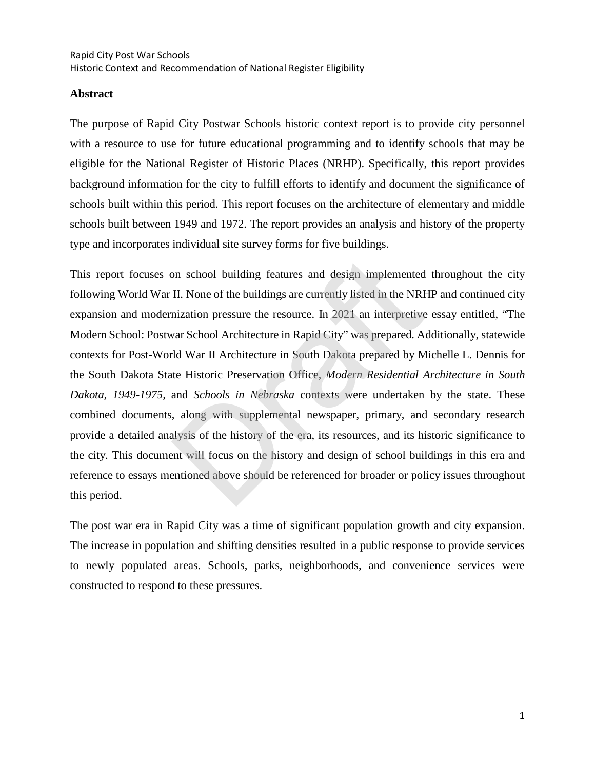## Abstract

The purpose of Rapid City Postwar Schools historic context report is to provide city personnel with a resource to use for future educational programming and to identify schools that may be eligible for the National Register of Historic Places (NRHP). Specifically, this report provides background information for the city to fulfill efforts to identify and document the significance of schools built within this period. This report focuses on the architecture of elementary and middle schools built between 1949 and 1972. The report provides an analysis and history of the property type and incorporates individual site survey forms for five buildings.

This report focuses on school building features and design implemented throughout the city following World War II. None of the buildings are currently listed in the NRHP and continued city expansion and modernization pressure the resource. In 2021 an interpretive essay entitled, "The Modern School: Postwar School Architecture in Rapid City" was prepared. Additionally, statewide contexts for Post-World War II Architecture in South Dakota prepared by Michelle L. Dennis for the South Dakota State Historic Preservation Office, *Modern Residential Architecture in South Dakota, 1949-1975,* and *Schools in Nebraska* contexts were undertaken by the state. These combined documents, along with supplemental newspaper, primary, and secondary research provide a detailed analysis of the history of the era, its resources, and its historic significance to the city. This document will focus on the history and design of school buildings in this era and reference to essays mentioned above should be referenced for broader or policy issues throughout this period.

The post war era in Rapid City was a time of significant population growth and city expansion. The increase in population and shifting densities resulted in a public response to provide services to newly populated areas. Schools, parks, neighborhoods, and convenience services were constructed to respond to these pressures.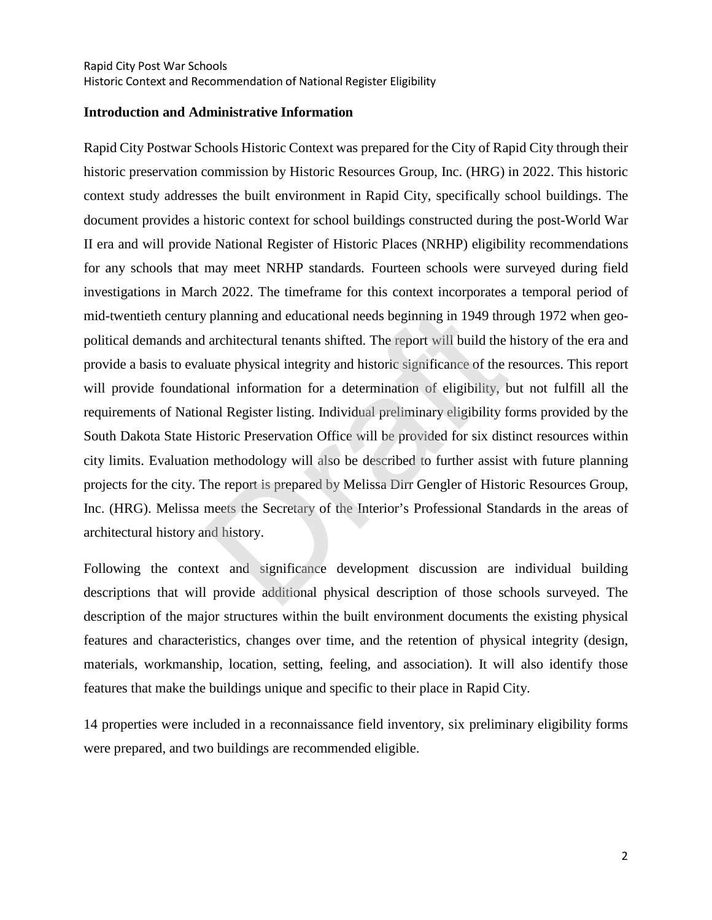## Introduction and Administrative Information

Rapid City Postwar Schools Historic Context was prepared for the City of Rapid City through their historic preservation commission by Historic Resources Group, Inc. (HRG) in 2022. This historic context study addresses the built environment in Rapid City, specifically school buildings. The document provides a historic context for school buildings constructed during the post-World War II era and will provide National Register of Historic Places (NRHP) eligibility recommendations for any schools that may meet NRHP standards. Fourteen schools were surveyed during field investigations in March 2022. The timeframe for this context incorporates a temporal period of mid-twentieth century planning and educational needs beginning in 1949 through 1972 when geo-political demands and architectural tenants shifted. The report will build the history of the era and provide a basis to evaluate physical integrity and historic significance of the resources. This report will provide foundational information for a determination of eligibility, but not fulfill all the requirements of National Register listing. Individual preliminary eligibility forms provided by the South Dakota State Historic Preservation Office will be provided for six distinct resources within city limits. Evaluation methodology will also be described to further assist with future planning projects for the city. The report is prepared by Melissa Dirr Gengler of Historic Resources Group, Inc. (HRG). Melissa meets the Secretary of the Interior's Professional Standards in the areas of architectural history and history.

Following the context and significance development discussion are individual building descriptions that will provide additional physical description of those schools surveyed. The description of the major structures within the built environment documents the existing physical features and characteristics, changes over time, and the retention of physical integrity (design, materials, workmanship, location, setting, feeling, and association). It will also identify those features that make the buildings unique and specific to their place in Rapid City.

14 properties were included in a reconnaissance field inventory, six preliminary eligibility forms were prepared, and two buildings are recommended eligible.